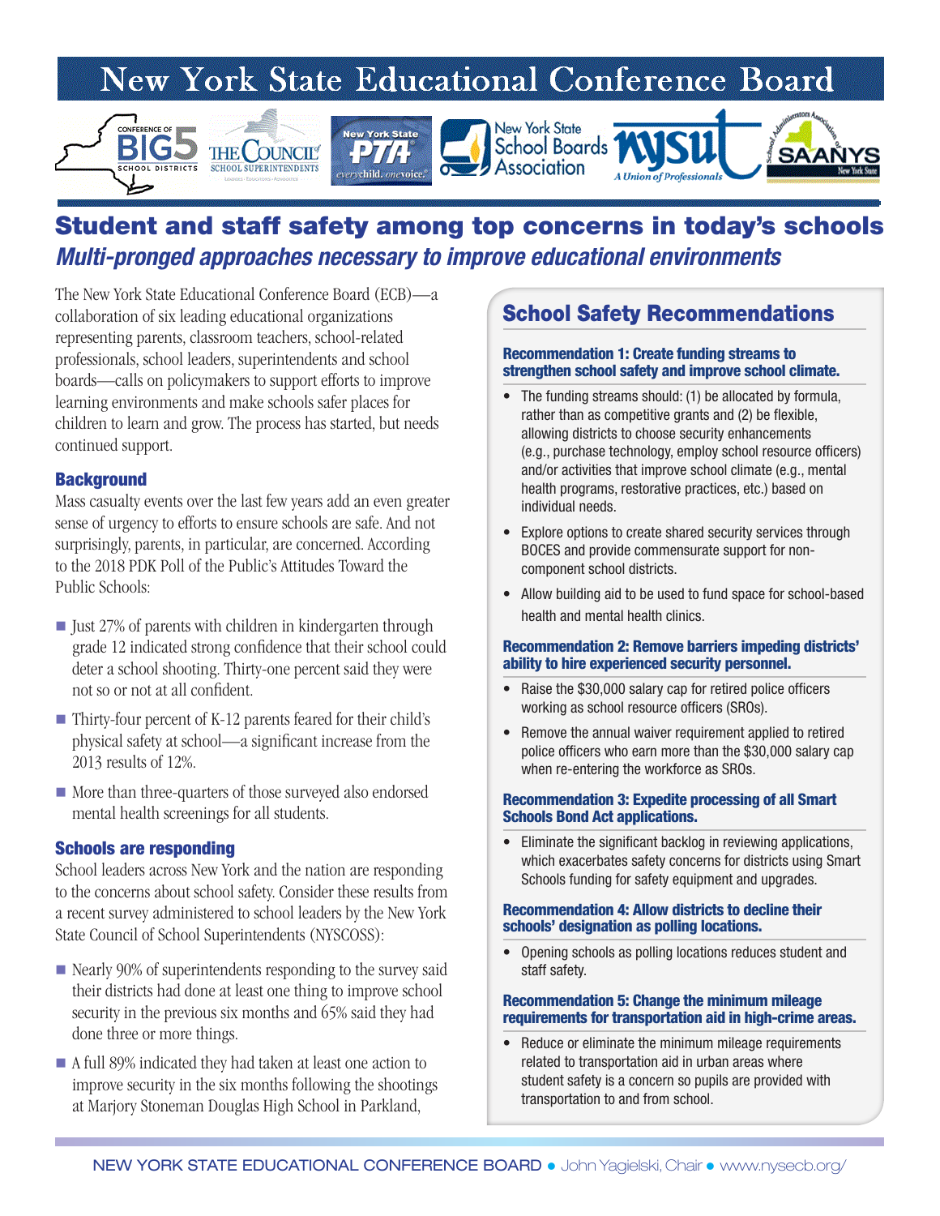# New York State Educational Conference Board

## Student and staff safety among top concerns in today's schools

### *Multi-pronged approaches necessary to improve educational environments*

The New York State Educational Conference Board (ECB)—a collaboration of six leading educational organizations representing parents, classroom teachers, school-related professionals, school leaders, superintendents and school boards—calls on policymakers to support efforts to improve learning environments and make schools safer places for children to learn and grow. The process has started, but needs continued support.

### Background

Mass casualty events over the last few years add an even greater sense of urgency to efforts to ensure schools are safe. And not surprisingly, parents, in particular, are concerned. According to the 2018 PDK Poll of the Public's Attitudes Toward the Public Schools:

- Just 27% of parents with children in kindergarten through grade 12 indicated strong confidence that their school could deter a school shooting. Thirty-one percent said they were not so or not at all confident.
- Thirty-four percent of K-12 parents feared for their child's physical safety at school—a significant increase from the 2013 results of 12%.
- More than three-quarters of those surveyed also endorsed mental health screenings for all students.

### Schools are responding

School leaders across New York and the nation are responding to the concerns about school safety. Consider these results from a recent survey administered to school leaders by the New York State Council of School Superintendents (NYSCOSS):

- Nearly 90% of superintendents responding to the survey said their districts had done at least one thing to improve school security in the previous six months and 65% said they had done three or more things.
- A full 89% indicated they had taken at least one action to improve security in the six months following the shootings at Marjory Stoneman Douglas High School in Parkland,

## School Safety Recommendations

### Recommendation 1: Create funding streams to strengthen school safety and improve school climate.

- The funding streams should: (1) be allocated by formula, rather than as competitive grants and (2) be flexible, allowing districts to choose security enhancements (e.g., purchase technology, employ school resource officers) and/or activities that improve school climate (e.g., mental health programs, restorative practices, etc.) based on individual needs.
- Explore options to create shared security services through BOCES and provide commensurate support for non-component school districts.
- Allow building aid to be used to fund space for school-based health and mental health clinics.

### Recommendation 2: Remove barriers impeding districts' ability to hire experienced security personnel.

- Raise the $30,000 salary cap for retired police officers working as school resource officers (SROs).
- Remove the annual waiver requirement applied to retired police officers who earn more than the $30,000 salary cap when re-entering the workforce as SROs.

### Recommendation 3: Expedite processing of all Smart Schools Bond Act applications.

- Eliminate the significant backlog in reviewing applications, which exacerbates safety concerns for districts using Smart Schools funding for safety equipment and upgrades.

### Recommendation 4: Allow districts to decline their schools' designation as polling locations.

- Opening schools as polling locations reduces student and staff safety.

### Recommendation 5: Change the minimum mileage requirements for transportation aid in high-crime areas.

- Reduce or eliminate the minimum mileage requirements related to transportation aid in urban areas where student safety is a concern so pupils are provided with transportation to and from school.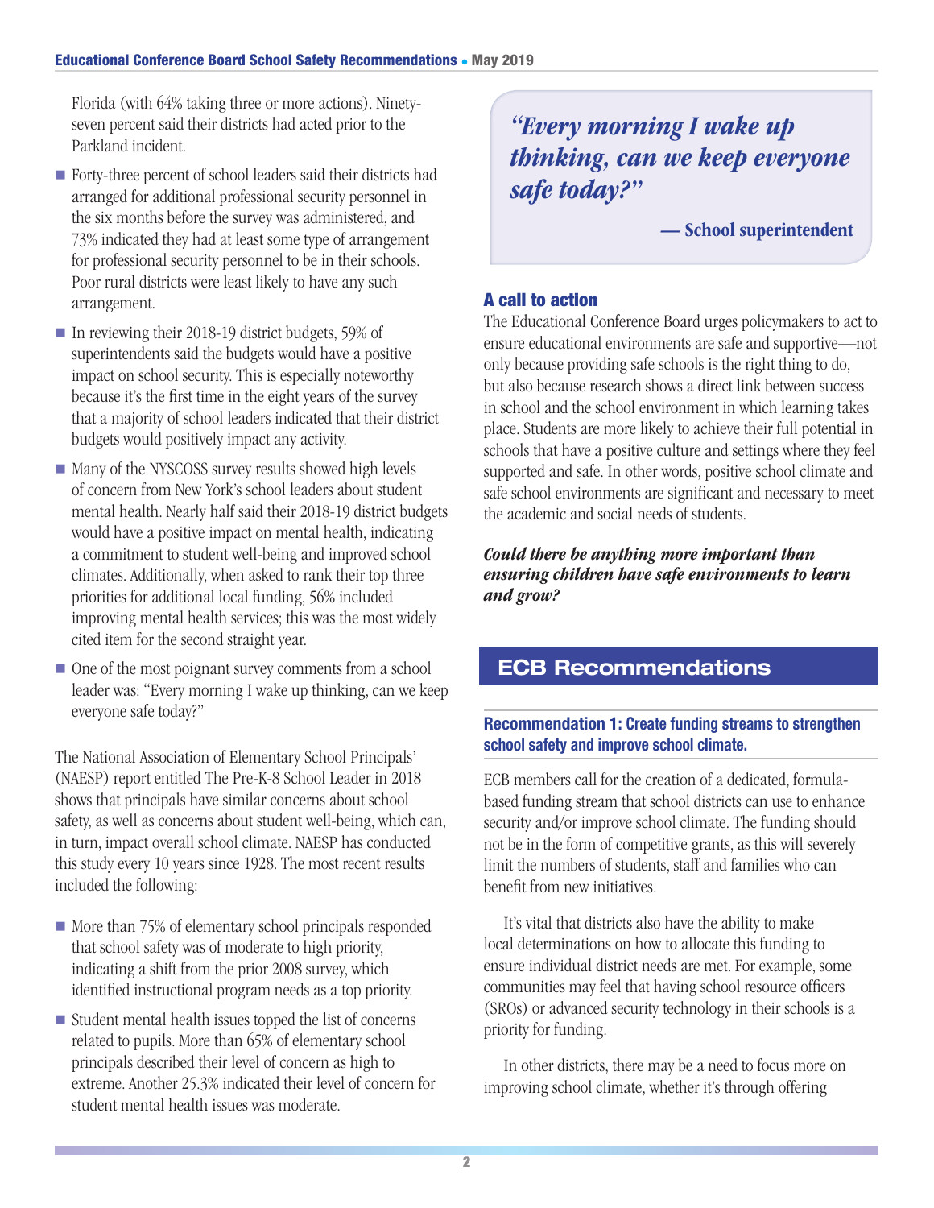Florida (with 64% taking three or more actions). Ninety-seven percent said their districts had acted prior to the Parkland incident.

- Forty-three percent of school leaders said their districts had arranged for additional professional security personnel in the six months before the survey was administered, and 73% indicated they had at least some type of arrangement for professional security personnel to be in their schools. Poor rural districts were least likely to have any such arrangement.
- In reviewing their 2018-19 district budgets, 59% of superintendents said the budgets would have a positive impact on school security. This is especially noteworthy because it's the first time in the eight years of the survey that a majority of school leaders indicated that their district budgets would positively impact any activity.
- Many of the NYSCOSS survey results showed high levels of concern from New York's school leaders about student mental health. Nearly half said their 2018-19 district budgets would have a positive impact on mental health, indicating a commitment to student well-being and improved school climates. Additionally, when asked to rank their top three priorities for additional local funding, 56% included improving mental health services; this was the most widely cited item for the second straight year.
- One of the most poignant survey comments from a school leader was: "Every morning I wake up thinking, can we keep everyone safe today?"

The National Association of Elementary School Principals' (NAESP) report entitled The Pre-K-8 School Leader in 2018 shows that principals have similar concerns about school safety, as well as concerns about student well-being, which can, in turn, impact overall school climate. NAESP has conducted this study every 10 years since 1928. The most recent results included the following:

- More than 75% of elementary school principals responded that school safety was of moderate to high priority, indicating a shift from the prior 2008 survey, which identified instructional program needs as a top priority.
- Student mental health issues topped the list of concerns related to pupils. More than 65% of elementary school principals described their level of concern as high to extreme. Another 25.3% indicated their level of concern for student mental health issues was moderate.

> ***"Every morning I wake up thinking, can we keep everyone safe today?"***
>
> **— School superintendent**

### A call to action

The Educational Conference Board urges policymakers to act to ensure educational environments are safe and supportive—not only because providing safe schools is the right thing to do, but also because research shows a direct link between success in school and the school environment in which learning takes place. Students are more likely to achieve their full potential in schools that have a positive culture and settings where they feel supported and safe. In other words, positive school climate and safe school environments are significant and necessary to meet the academic and social needs of students.

***Could there be anything more important than ensuring children have safe environments to learn and grow?***

## ECB Recommendations

### Recommendation 1: Create funding streams to strengthen school safety and improve school climate.

ECB members call for the creation of a dedicated, formula-based funding stream that school districts can use to enhance security and/or improve school climate. The funding should not be in the form of competitive grants, as this will severely limit the numbers of students, staff and families who can benefit from new initiatives.

It's vital that districts also have the ability to make local determinations on how to allocate this funding to ensure individual district needs are met. For example, some communities may feel that having school resource officers (SROs) or advanced security technology in their schools is a priority for funding.

In other districts, there may be a need to focus more on improving school climate, whether it's through offering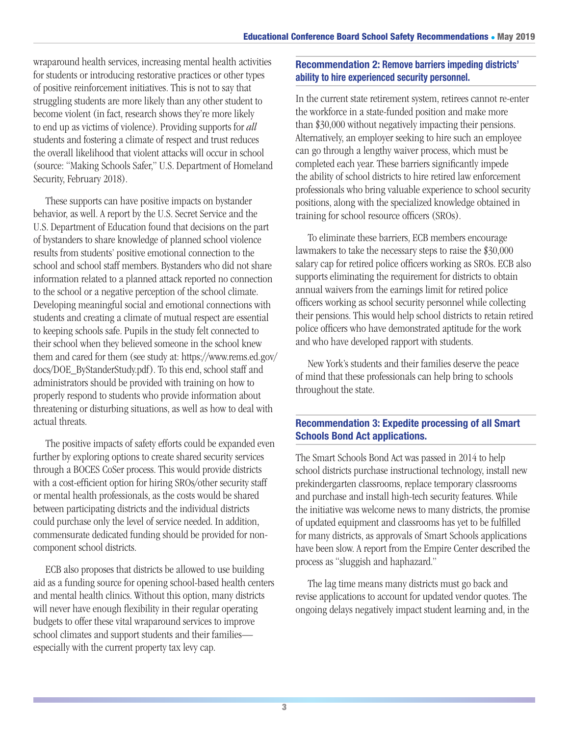wraparound health services, increasing mental health activities for students or introducing restorative practices or other types of positive reinforcement initiatives. This is not to say that struggling students are more likely than any other student to become violent (in fact, research shows they're more likely to end up as victims of violence). Providing supports for *all* students and fostering a climate of respect and trust reduces the overall likelihood that violent attacks will occur in school (source: "Making Schools Safer," U.S. Department of Homeland Security, February 2018).

These supports can have positive impacts on bystander behavior, as well. A report by the U.S. Secret Service and the U.S. Department of Education found that decisions on the part of bystanders to share knowledge of planned school violence results from students' positive emotional connection to the school and school staff members. Bystanders who did not share information related to a planned attack reported no connection to the school or a negative perception of the school climate. Developing meaningful social and emotional connections with students and creating a climate of mutual respect are essential to keeping schools safe. Pupils in the study felt connected to their school when they believed someone in the school knew them and cared for them (see study at: https://www.rems.ed.gov/docs/DOE_ByStanderStudy.pdf). To this end, school staff and administrators should be provided with training on how to properly respond to students who provide information about threatening or disturbing situations, as well as how to deal with actual threats.

The positive impacts of safety efforts could be expanded even further by exploring options to create shared security services through a BOCES CoSer process. This would provide districts with a cost-efficient option for hiring SROs/other security staff or mental health professionals, as the costs would be shared between participating districts and the individual districts could purchase only the level of service needed. In addition, commensurate dedicated funding should be provided for non-component school districts.

ECB also proposes that districts be allowed to use building aid as a funding source for opening school-based health centers and mental health clinics. Without this option, many districts will never have enough flexibility in their regular operating budgets to offer these vital wraparound services to improve school climates and support students and their families—especially with the current property tax levy cap.

### Recommendation 2: Remove barriers impeding districts' ability to hire experienced security personnel.

In the current state retirement system, retirees cannot re-enter the workforce in a state-funded position and make more than $30,000 without negatively impacting their pensions. Alternatively, an employer seeking to hire such an employee can go through a lengthy waiver process, which must be completed each year. These barriers significantly impede the ability of school districts to hire retired law enforcement professionals who bring valuable experience to school security positions, along with the specialized knowledge obtained in training for school resource officers (SROs).

To eliminate these barriers, ECB members encourage lawmakers to take the necessary steps to raise the $30,000 salary cap for retired police officers working as SROs. ECB also supports eliminating the requirement for districts to obtain annual waivers from the earnings limit for retired police officers working as school security personnel while collecting their pensions. This would help school districts to retain retired police officers who have demonstrated aptitude for the work and who have developed rapport with students.

New York's students and their families deserve the peace of mind that these professionals can help bring to schools throughout the state.

### Recommendation 3: Expedite processing of all Smart Schools Bond Act applications.

The Smart Schools Bond Act was passed in 2014 to help school districts purchase instructional technology, install new prekindergarten classrooms, replace temporary classrooms and purchase and install high-tech security features. While the initiative was welcome news to many districts, the promise of updated equipment and classrooms has yet to be fulfilled for many districts, as approvals of Smart Schools applications have been slow. A report from the Empire Center described the process as "sluggish and haphazard."

The lag time means many districts must go back and revise applications to account for updated vendor quotes. The ongoing delays negatively impact student learning and, in the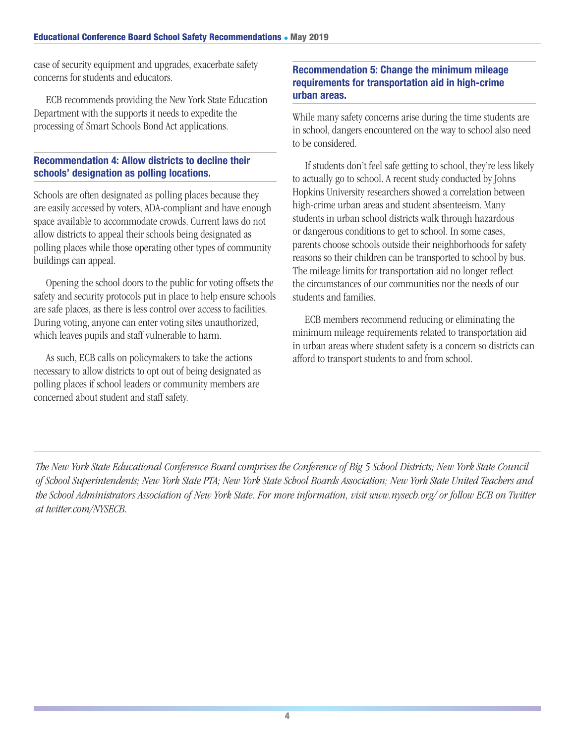case of security equipment and upgrades, exacerbate safety concerns for students and educators.

ECB recommends providing the New York State Education Department with the supports it needs to expedite the processing of Smart Schools Bond Act applications.

## Recommendation 4: Allow districts to decline their schools' designation as polling locations.

Schools are often designated as polling places because they are easily accessed by voters, ADA-compliant and have enough space available to accommodate crowds. Current laws do not allow districts to appeal their schools being designated as polling places while those operating other types of community buildings can appeal.

Opening the school doors to the public for voting offsets the safety and security protocols put in place to help ensure schools are safe places, as there is less control over access to facilities. During voting, anyone can enter voting sites unauthorized, which leaves pupils and staff vulnerable to harm.

As such, ECB calls on policymakers to take the actions necessary to allow districts to opt out of being designated as polling places if school leaders or community members are concerned about student and staff safety.

## Recommendation 5: Change the minimum mileage requirements for transportation aid in high-crime urban areas.

While many safety concerns arise during the time students are in school, dangers encountered on the way to school also need to be considered.

If students don't feel safe getting to school, they're less likely to actually go to school. A recent study conducted by Johns Hopkins University researchers showed a correlation between high-crime urban areas and student absenteeism. Many students in urban school districts walk through hazardous or dangerous conditions to get to school. In some cases, parents choose schools outside their neighborhoods for safety reasons so their children can be transported to school by bus. The mileage limits for transportation aid no longer reflect the circumstances of our communities nor the needs of our students and families.

ECB members recommend reducing or eliminating the minimum mileage requirements related to transportation aid in urban areas where student safety is a concern so districts can afford to transport students to and from school.

---

*The New York State Educational Conference Board comprises the Conference of Big 5 School Districts; New York State Council of School Superintendents; New York State PTA; New York State School Boards Association; New York State United Teachers and the School Administrators Association of New York State. For more information, visit www.nysecb.org/ or follow ECB on Twitter at twitter.com/NYSECB.*